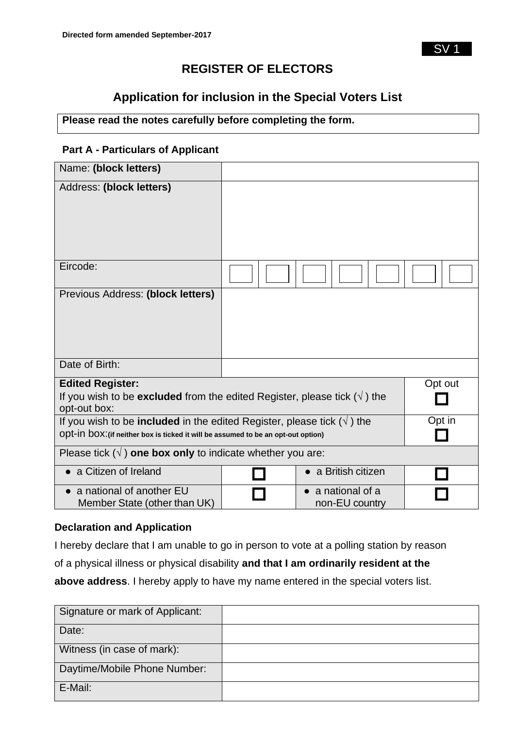Directed form amended September-2017

SV 1

# REGISTER OF ELECTORS

## Application for inclusion in the Special Voters List

**Please read the notes carefully before completing the form.**

### Part A - Particulars of Applicant

| Name: **(block letters)** | |
|---|---|
| Address: **(block letters)** | |
| Eircode: | ☐ ☐ ☐ ☐ ☐ ☐ ☐ |
| Previous Address: **(block letters)** | |
| Date of Birth: | |

| **Edited Register:** | |
|---|---|
| If you wish to be **excluded** from the edited Register, please tick (√) the opt-out box: | Opt out ☐ |
| If you wish to be **included** in the edited Register, please tick (√) the opt-in box: (if neither box is ticked it will be assumed to be an opt-out option) | Opt in ☐ |

Please tick (√) **one box only** to indicate whether you are:

| | | | |
|---|---|---|---|
| ● a Citizen of Ireland | ☐ | ● a British citizen | ☐ |
| ● a national of another EU Member State (other than UK) | ☐ | ● a national of a non-EU country | ☐ |

**Declaration and Application**

I hereby declare that I am unable to go in person to vote at a polling station by reason of a physical illness or physical disability **and that I am ordinarily resident at the above address**. I hereby apply to have my name entered in the special voters list.

| Signature or mark of Applicant: | |
|---|---|
| Date: | |
| Witness (in case of mark): | |
| Daytime/Mobile Phone Number: | |
| E-Mail: | |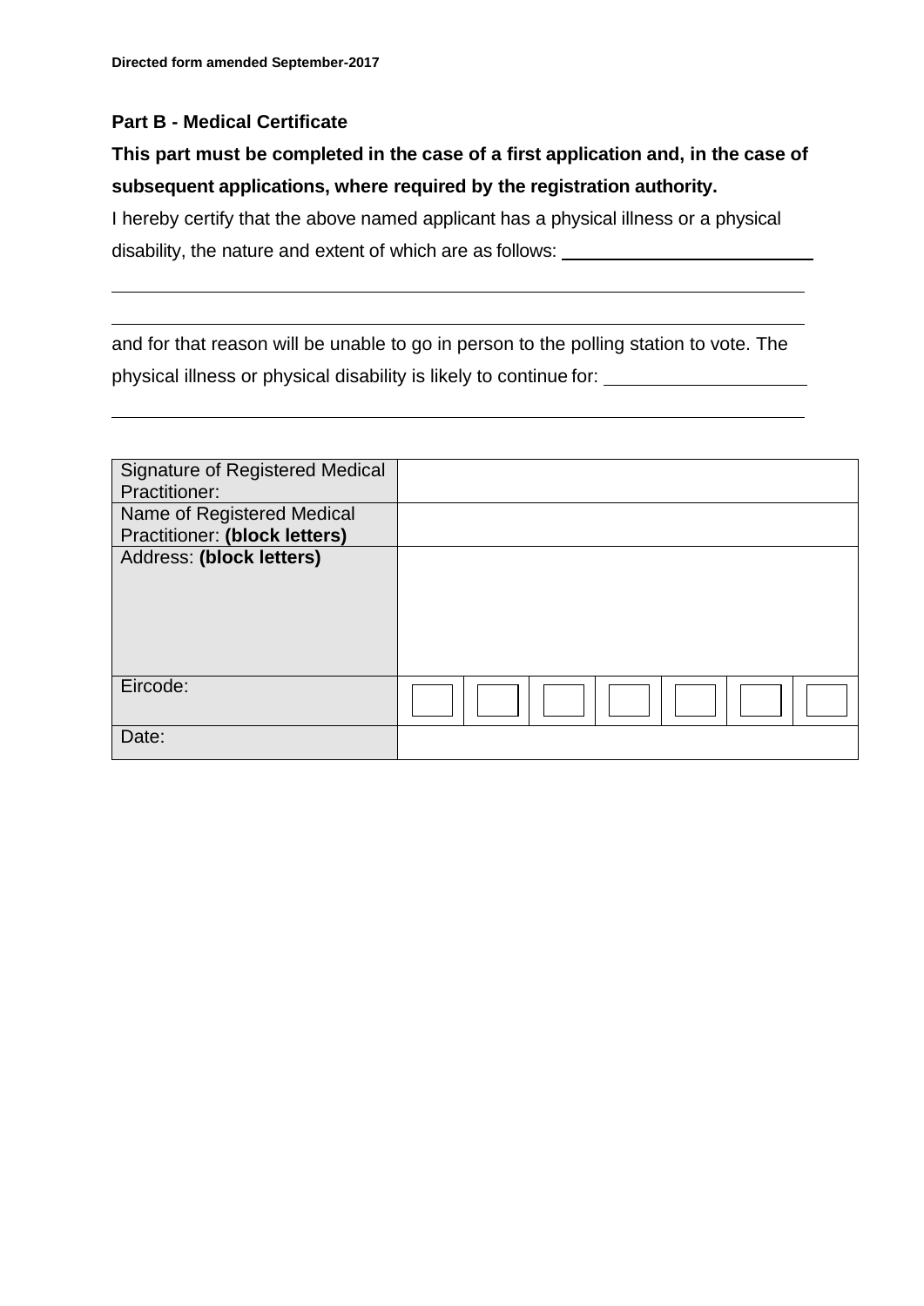Directed form amended September-2017

**Part B - Medical Certificate**

**This part must be completed in the case of a first application and, in the case of subsequent applications, where required by the registration authority.**

I hereby certify that the above named applicant has a physical illness or a physical disability, the nature and extent of which are as follows: ____________________________

______________________________________________________________________

______________________________________________________________________

and for that reason will be unable to go in person to the polling station to vote. The physical illness or physical disability is likely to continue for: ____________________

______________________________________________________________________

| | |
|---|---|
| Signature of Registered Medical Practitioner: | |
| Name of Registered Medical Practitioner: **(block letters)** | |
| Address: **(block letters)** | |
| Eircode: | ☐ ☐ ☐ ☐ ☐ ☐ ☐ |
| Date: | |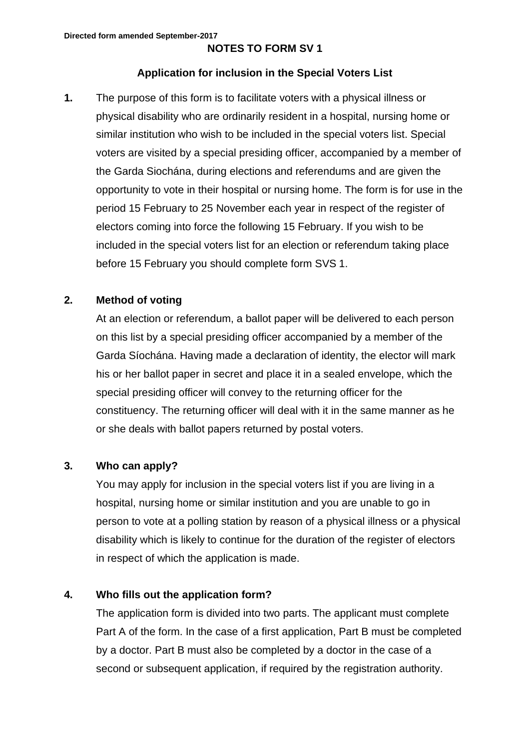Directed form amended September-2017

# NOTES TO FORM SV 1

## Application for inclusion in the Special Voters List

**1.** The purpose of this form is to facilitate voters with a physical illness or physical disability who are ordinarily resident in a hospital, nursing home or similar institution who wish to be included in the special voters list. Special voters are visited by a special presiding officer, accompanied by a member of the Garda Siochána, during elections and referendums and are given the opportunity to vote in their hospital or nursing home. The form is for use in the period 15 February to 25 November each year in respect of the register of electors coming into force the following 15 February. If you wish to be included in the special voters list for an election or referendum taking place before 15 February you should complete form SVS 1.

**2. Method of voting**

At an election or referendum, a ballot paper will be delivered to each person on this list by a special presiding officer accompanied by a member of the Garda Síochána. Having made a declaration of identity, the elector will mark his or her ballot paper in secret and place it in a sealed envelope, which the special presiding officer will convey to the returning officer for the constituency. The returning officer will deal with it in the same manner as he or she deals with ballot papers returned by postal voters.

**3. Who can apply?**

You may apply for inclusion in the special voters list if you are living in a hospital, nursing home or similar institution and you are unable to go in person to vote at a polling station by reason of a physical illness or a physical disability which is likely to continue for the duration of the register of electors in respect of which the application is made.

**4. Who fills out the application form?**

The application form is divided into two parts. The applicant must complete Part A of the form. In the case of a first application, Part B must be completed by a doctor. Part B must also be completed by a doctor in the case of a second or subsequent application, if required by the registration authority.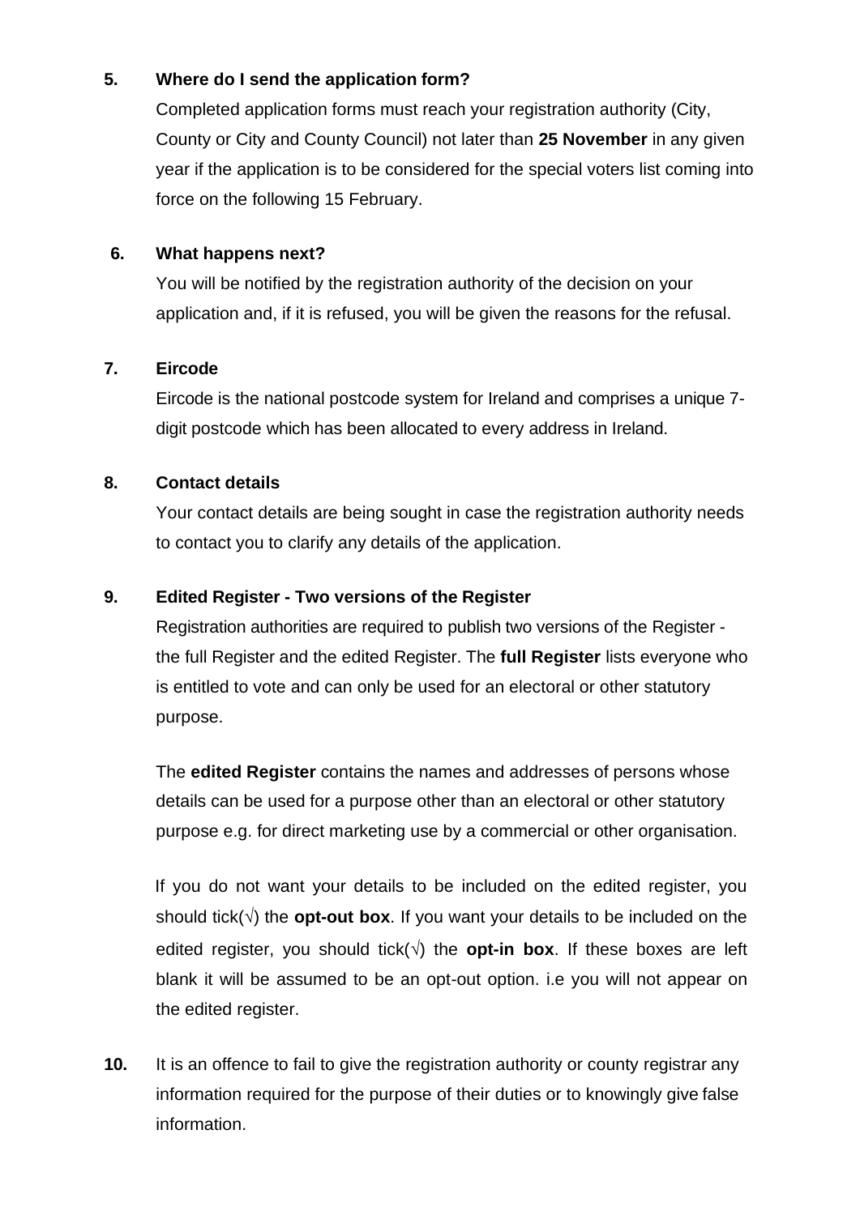**5. Where do I send the application form?**

Completed application forms must reach your registration authority (City, County or City and County Council) not later than **25 November** in any given year if the application is to be considered for the special voters list coming into force on the following 15 February.

**6. What happens next?**

You will be notified by the registration authority of the decision on your application and, if it is refused, you will be given the reasons for the refusal.

**7. Eircode**

Eircode is the national postcode system for Ireland and comprises a unique 7-digit postcode which has been allocated to every address in Ireland.

**8. Contact details**

Your contact details are being sought in case the registration authority needs to contact you to clarify any details of the application.

**9. Edited Register - Two versions of the Register**

Registration authorities are required to publish two versions of the Register - the full Register and the edited Register. The **full Register** lists everyone who is entitled to vote and can only be used for an electoral or other statutory purpose.

The **edited Register** contains the names and addresses of persons whose details can be used for a purpose other than an electoral or other statutory purpose e.g. for direct marketing use by a commercial or other organisation.

If you do not want your details to be included on the edited register, you should tick(√) the **opt-out box**. If you want your details to be included on the edited register, you should tick(√) the **opt-in box**. If these boxes are left blank it will be assumed to be an opt-out option. i.e you will not appear on the edited register.

**10.** It is an offence to fail to give the registration authority or county registrar any information required for the purpose of their duties or to knowingly give false information.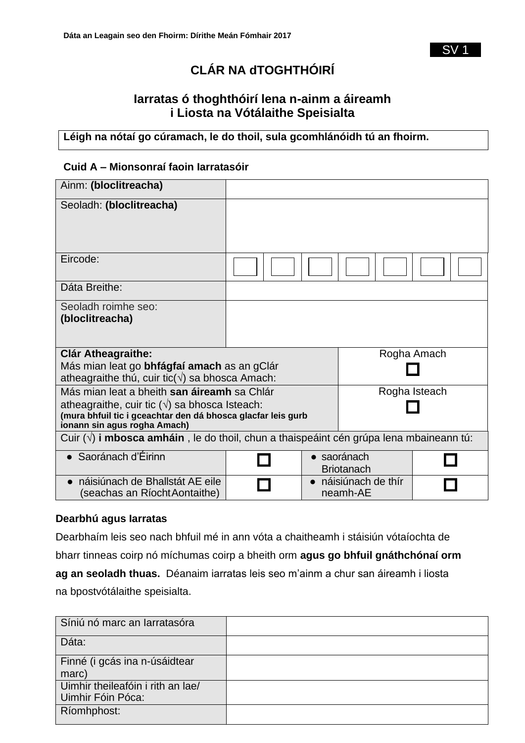Dáta an Leagain seo den Fhoirm: Dírithe Meán Fómhair 2017

SV 1

# CLÁR NA dTOGHTHÓIRÍ

## Iarratas ó thoghthóirí lena n-ainm a áireamh i Liosta na Vótálaithe Speisialta

| **Léigh na nótaí go cúramach, le do thoil, sula gcomhlánóidh tú an fhoirm.** |
|---|

**Cuid A – Mionsonraí faoin Iarratasóir**

| | | | |
|---|---|---|---|
| Ainm: **(bloclitreacha)** | | | |
| Seoladh: **(bloclitreacha)** | | | |
| Eircode: | ☐ ☐ ☐ ☐ ☐ ☐ ☐ | | |
| Dáta Breithe: | | | |
| Seoladh roimhe seo: **(bloclitreacha)** | | | |
| **Clár Atheagraithe:** Más mian leat go **bhfágfaí amach** as an gClár atheagraithe thú, cuir tic(√) sa bhosca Amach: | | Rogha Amach ☐ | |
| Más mian leat a bheith **san áireamh** sa Chlár atheagraithe, cuir tic (√) sa bhosca Isteach: **(mura bhfuil tic i gceachtar den dá bhosca glacfar leis gurb ionann sin agus rogha Amach)** | | Rogha Isteach ☐ | |
| Cuir (√) **i mbosca amháin** , le do thoil, chun a thaispeáint cén grúpa lena mbaineann tú: | | | |
| ● Saoránach d'Éirinn | ☐ | ● saoránach Briotanach | ☐ |
| ● náisiúnach de Bhallstát AE eile (seachas an Ríocht Aontaithe) | ☐ | ● náisiúnach de thír neamh-AE | ☐ |

**Dearbhú agus Iarratas**

Dearbhaím leis seo nach bhfuil mé in ann vóta a chaitheamh i stáisiún vótaíochta de bharr tinneas coirp nó míchumas coirp a bheith orm **agus go bhfuil gnáthchónaí orm ag an seoladh thuas.** Déanaim iarratas leis seo m'ainm a chur san áireamh i liosta na bpostvótálaithe speisialta.

| | |
|---|---|
| Síniú nó marc an Iarratasóra | |
| Dáta: | |
| Finné (i gcás ina n-úsáidtear marc) | |
| Uimhir theileafóin i rith an lae/ Uimhir Fóin Póca: | |
| Ríomhphost: | |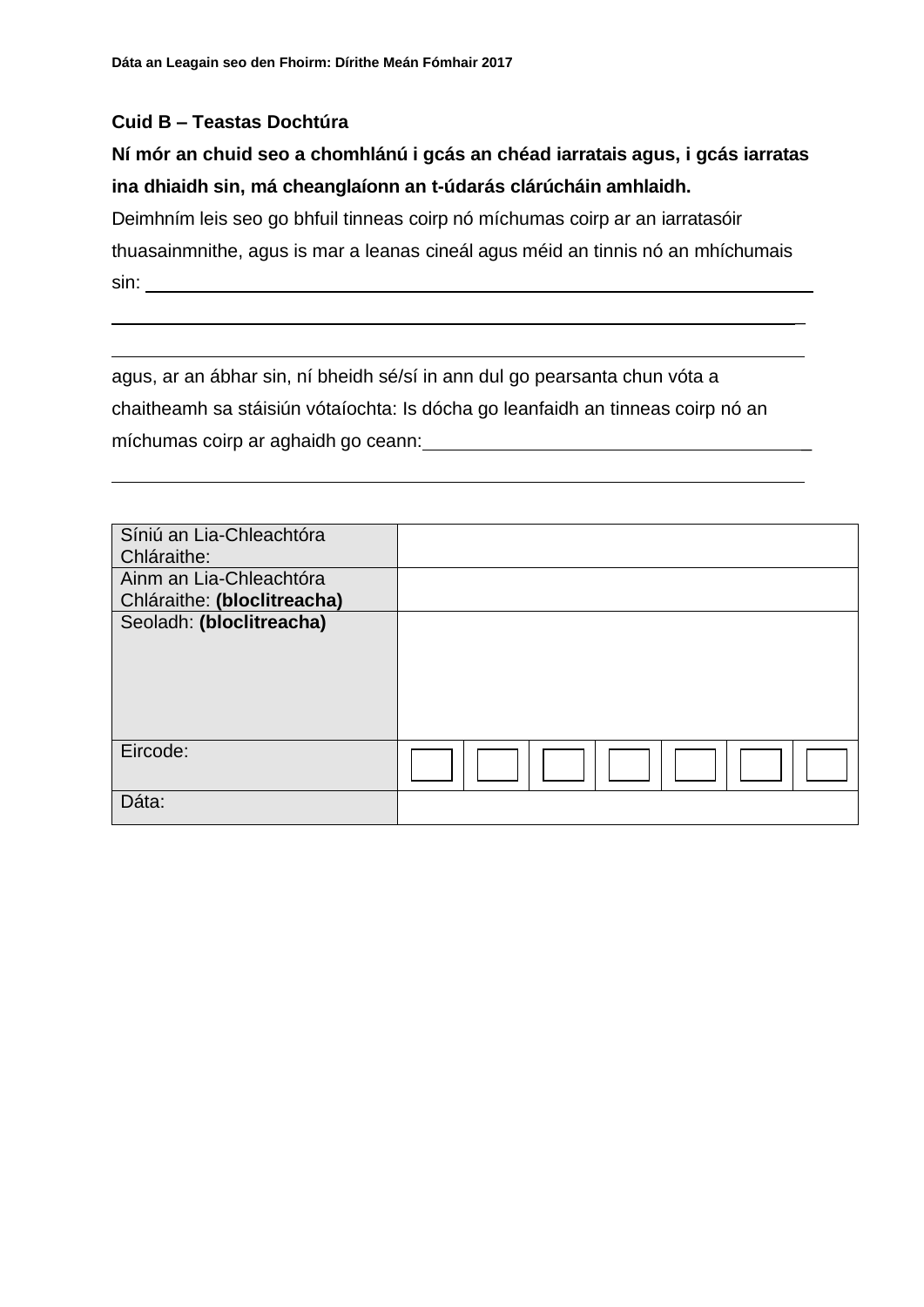Dáta an Leagain seo den Fhoirm: Dírithe Meán Fómhair 2017

**Cuid B – Teastas Dochtúra**

**Ní mór an chuid seo a chomhlánú i gcás an chéad iarratais agus, i gcás iarratas ina dhiaidh sin, má cheanglaíonn an t-údarás clárúcháin amhlaidh.**

Deimhním leis seo go bhfuil tinneas coirp nó míchumas coirp ar an iarratasóir thuasainmnithe, agus is mar a leanas cineál agus méid an tinnis nó an mhíchumais sin: ______________________________________________________________

______________________________________________________________

______________________________________________________________

agus, ar an ábhar sin, ní bheidh sé/sí in ann dul go pearsanta chun vóta a chaitheamh sa stáisiún vótaíochta: Is dócha go leanfaidh an tinneas coirp nó an míchumas coirp ar aghaidh go ceann: ______________________________________

______________________________________________________________

| | | | | | | | |
|---|---|---|---|---|---|---|---|
| Síniú an Lia-Chleachtóra Chláraithe: | | | | | | | |
| Ainm an Lia-Chleachtóra Chláraithe: **(bloclitreacha)** | | | | | | | |
| Seoladh: **(bloclitreacha)** | | | | | | | |
| Eircode: | ☐ | ☐ | ☐ | ☐ | ☐ | ☐ | ☐ |
| Dáta: | | | | | | | |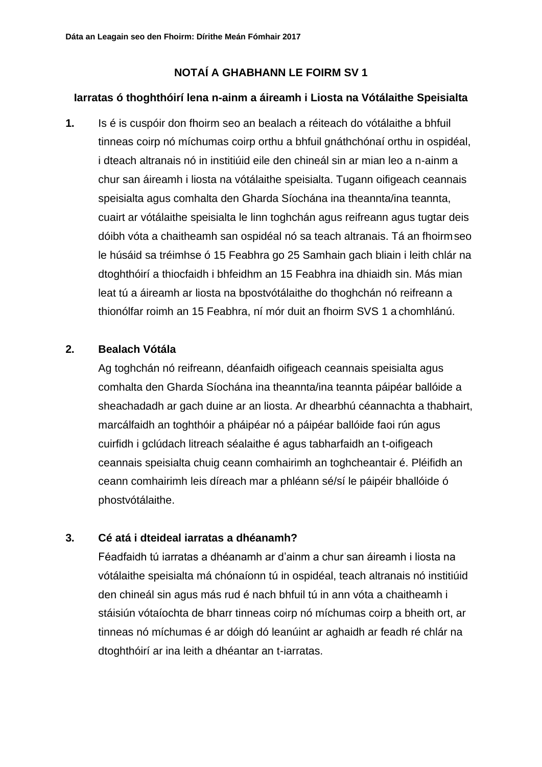Dáta an Leagain seo den Fhoirm: Dírithe Meán Fómhair 2017

## NOTAÍ A GHABHANN LE FOIRM SV 1

### Iarratas ó thoghthóirí lena n-ainm a áireamh i Liosta na Vótálaithe Speisialta

**1.** Is é is cuspóir don fhoirm seo an bealach a réiteach do vótálaithe a bhfuil tinneas coirp nó míchumas coirp orthu a bhfuil gnáthchónaí orthu in ospidéal, i dteach altranais nó in institiúid eile den chineál sin ar mian leo a n-ainm a chur san áireamh i liosta na vótálaithe speisialta. Tugann oifigeach ceannais speisialta agus comhalta den Gharda Síochána ina theannta/ina teannta, cuairt ar vótálaithe speisialta le linn toghchán agus reifreann agus tugtar deis dóibh vóta a chaitheamh san ospidéal nó sa teach altranais. Tá an fhoirm seo le húsáid sa tréimhse ó 15 Feabhra go 25 Samhain gach bliain i leith chlár na dtoghthóirí a thiocfaidh i bhfeidhm an 15 Feabhra ina dhiaidh sin. Más mian leat tú a áireamh ar liosta na bpostvótálaithe do thoghchán nó reifreann a thionólfar roimh an 15 Feabhra, ní mór duit an fhoirm SVS 1 a chomhlánú.

**2. Bealach Vótála**

Ag toghchán nó reifreann, déanfaidh oifigeach ceannais speisialta agus comhalta den Gharda Síochána ina theannta/ina teannta páipéar ballóide a sheachadadh ar gach duine ar an liosta. Ar dhearbhú céannachta a thabhairt, marcálfaidh an toghthóir a pháipéar nó a páipéar ballóide faoi rún agus cuirfidh i gclúdach litreach séalaithe é agus tabharfaidh an t-oifigeach ceannais speisialta chuig ceann comhairimh an toghcheantair é. Pléifidh an ceann comhairimh leis díreach mar a phléann sé/sí le páipéir bhallóide ó phostvótálaithe.

**3. Cé atá i dteideal iarratas a dhéanamh?**

Féadfaidh tú iarratas a dhéanamh ar d'ainm a chur san áireamh i liosta na vótálaithe speisialta má chónaíonn tú in ospidéal, teach altranais nó institiúid den chineál sin agus más rud é nach bhfuil tú in ann vóta a chaitheamh i stáisiún vótaíochta de bharr tinneas coirp nó míchumas coirp a bheith ort, ar tinneas nó míchumas é ar dóigh dó leanúint ar aghaidh ar feadh ré chlár na dtoghthóirí ar ina leith a dhéantar an t-iarratas.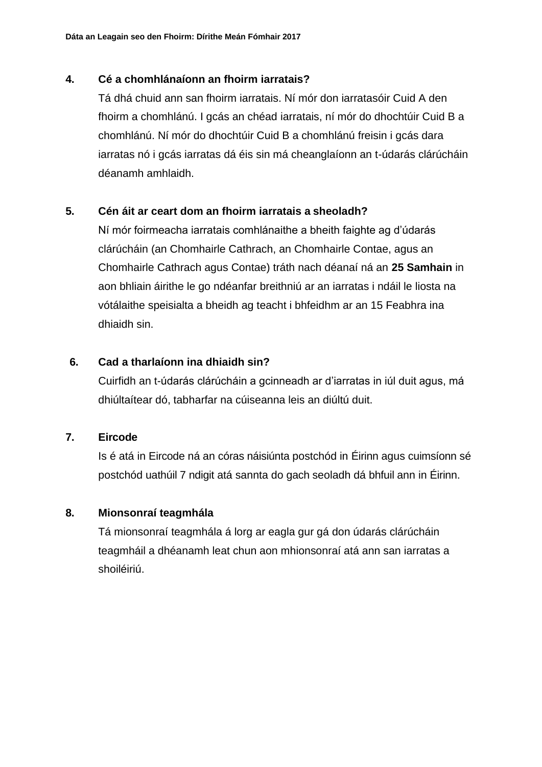**4. Cé a chomhlánaíonn an fhoirm iarratais?**

Tá dhá chuid ann san fhoirm iarratais. Ní mór don iarratasóir Cuid A den fhoirm a chomhlánú. I gcás an chéad iarratais, ní mór do dhochtúir Cuid B a chomhlánú. Ní mór do dhochtúir Cuid B a chomhlánú freisin i gcás dara iarratas nó i gcás iarratas dá éis sin má cheanglaíonn an t-údarás clárúcháin déanamh amhlaidh.

**5. Cén áit ar ceart dom an fhoirm iarratais a sheoladh?**

Ní mór foirmeacha iarratais comhlánaithe a bheith faighte ag d'údarás clárúcháin (an Chomhairle Cathrach, an Chomhairle Contae, agus an Chomhairle Cathrach agus Contae) tráth nach déanaí ná an **25 Samhain** in aon bhliain áirithe le go ndéanfar breithniú ar an iarratas i ndáil le liosta na vótálaithe speisialta a bheidh ag teacht i bhfeidhm ar an 15 Feabhra ina dhiaidh sin.

**6. Cad a tharlaíonn ina dhiaidh sin?**

Cuirfidh an t-údarás clárúcháin a gcinneadh ar d'iarratas in iúl duit agus, má dhiúltaítear dó, tabharfar na cúiseanna leis an diúltú duit.

**7. Eircode**

Is é atá in Eircode ná an córas náisiúnta postchód in Éirinn agus cuimsíonn sé postchód uathúil 7 ndigit atá sannta do gach seoladh dá bhfuil ann in Éirinn.

**8. Mionsonraí teagmhála**

Tá mionsonraí teagmhála á lorg ar eagla gur gá don údarás clárúcháin teagmháil a dhéanamh leat chun aon mhionsonraí atá ann san iarratas a shoiléiriú.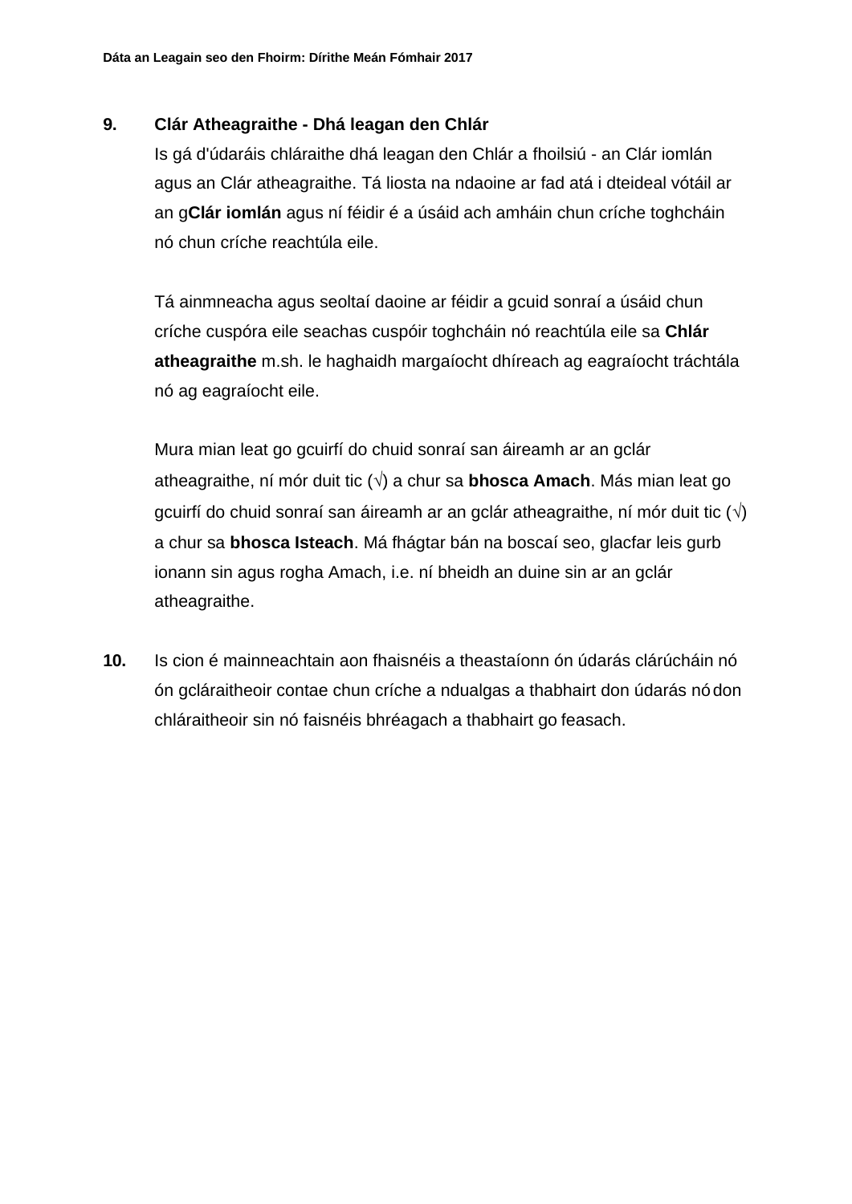**9. Clár Atheagraithe - Dhá leagan den Chlár**

Is gá d'údaráis chláraithe dhá leagan den Chlár a fhoilsiú - an Clár iomlán agus an Clár atheagraithe. Tá liosta na ndaoine ar fad atá i dteideal vótáil ar an g**Clár iomlán** agus ní féidir é a úsáid ach amháin chun críche toghcháin nó chun críche reachtúla eile.

Tá ainmneacha agus seoltaí daoine ar féidir a gcuid sonraí a úsáid chun críche cuspóra eile seachas cuspóir toghcháin nó reachtúla eile sa **Chlár atheagraithe** m.sh. le haghaidh margaíocht dhíreach ag eagraíocht tráchtála nó ag eagraíocht eile.

Mura mian leat go gcuirfí do chuid sonraí san áireamh ar an gclár atheagraithe, ní mór duit tic (√) a chur sa **bhosca Amach**. Más mian leat go gcuirfí do chuid sonraí san áireamh ar an gclár atheagraithe, ní mór duit tic (√) a chur sa **bhosca Isteach**. Má fhágtar bán na boscaí seo, glacfar leis gurb ionann sin agus rogha Amach, i.e. ní bheidh an duine sin ar an gclár atheagraithe.

**10.** Is cion é mainneachtain aon fhaisnéis a theastaíonn ón údarás clárúcháin nó ón gcláraitheoir contae chun críche a ndualgas a thabhairt don údarás nó don chláraitheoir sin nó faisnéis bhréagach a thabhairt go feasach.